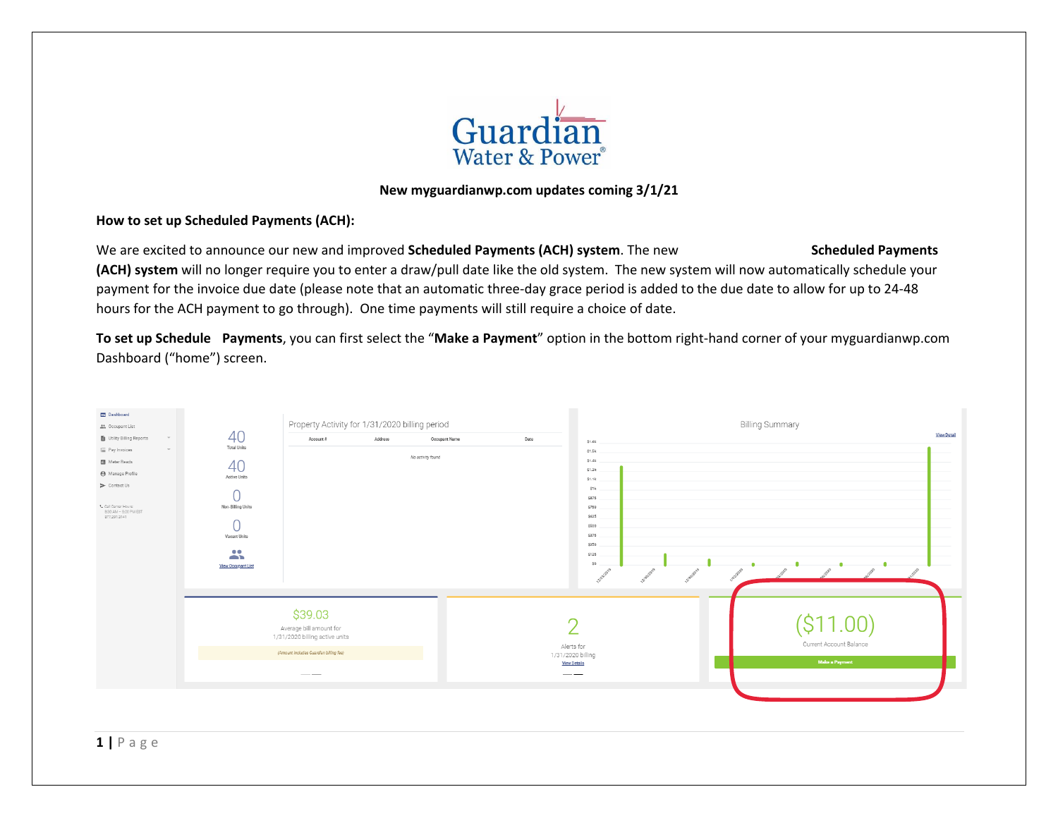**New myguardianwp.com updates coming 3/1/21**

**How to set up Scheduled Payments (ACH):**

We are excited to announce our new and improved **Scheduled Payments (ACH) system**. The new **Scheduled Payments (ACH) system** will no longer require you to enter a draw/pull date like the old system. The new system will now automatically schedule your payment for the invoice due date (please note that an automatic three-day grace period is added to the due date to allow for up to 24-48 hours for the ACH payment to go through). One time payments will still require a choice of date.

**To set up Schedule Payments**, you can first select the "**Make a Payment**" option in the bottom right-hand corner of your myguardianwp.com Dashboard ("home") screen.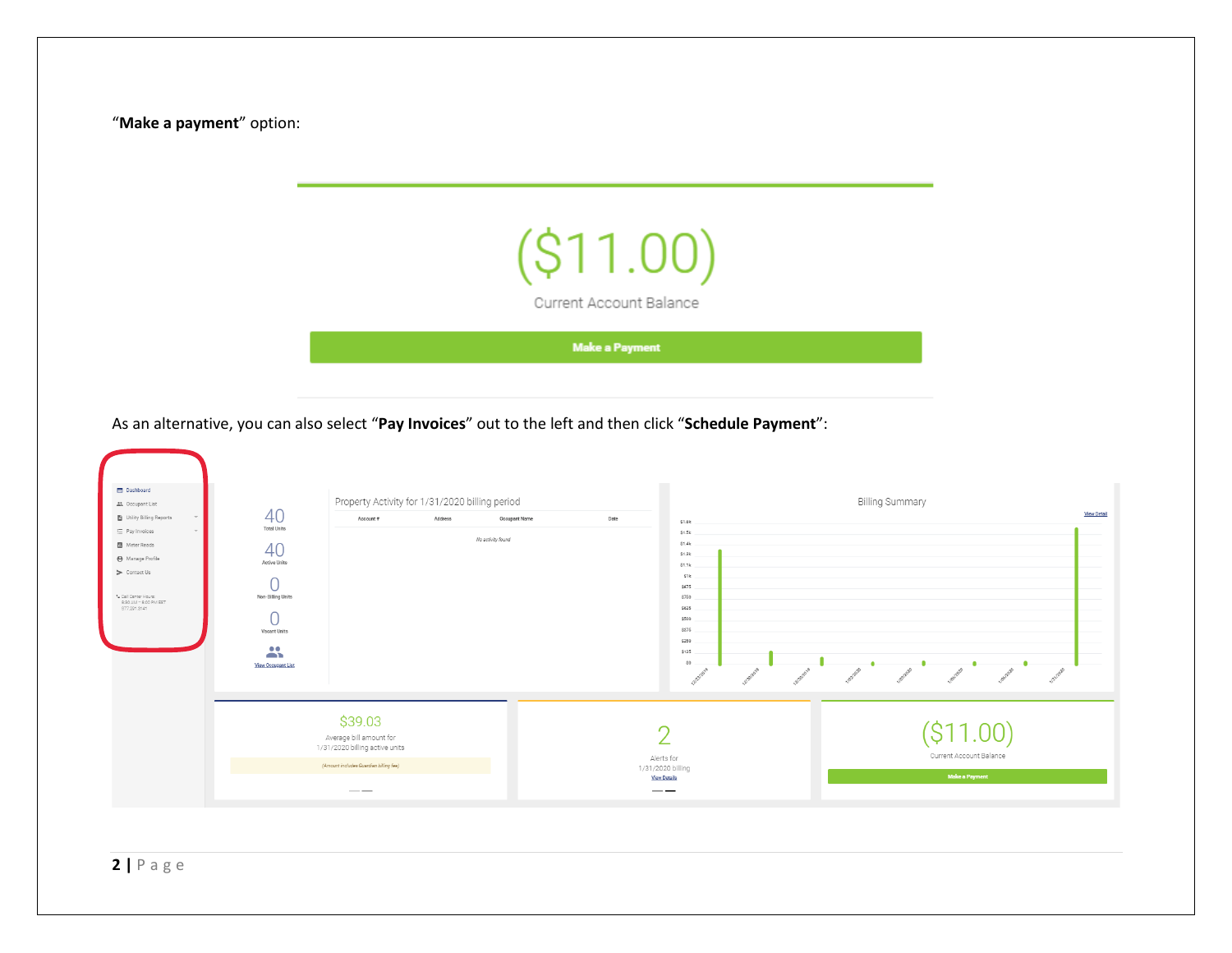"**Make a payment**" option:

As an alternative, you can also select "**Pay Invoices**" out to the left and then click "**Schedule Payment**":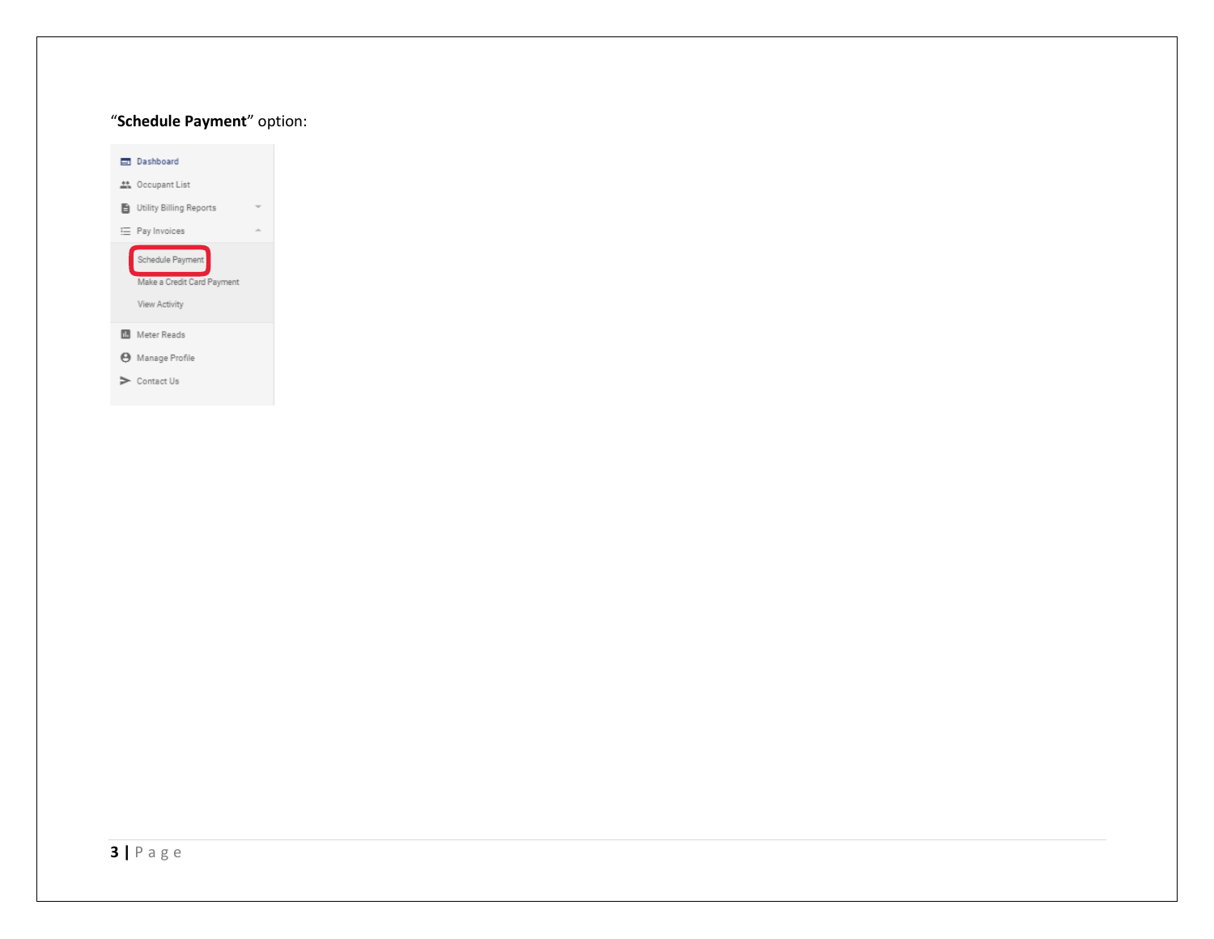"**Schedule Payment**" option:

- Dashboard
- Occupant List
- Utility Billing Reports
- Pay Invoices
  - Schedule Payment
  - Make a Credit Card Payment
  - View Activity
- Meter Reads
- Manage Profile
- Contact Us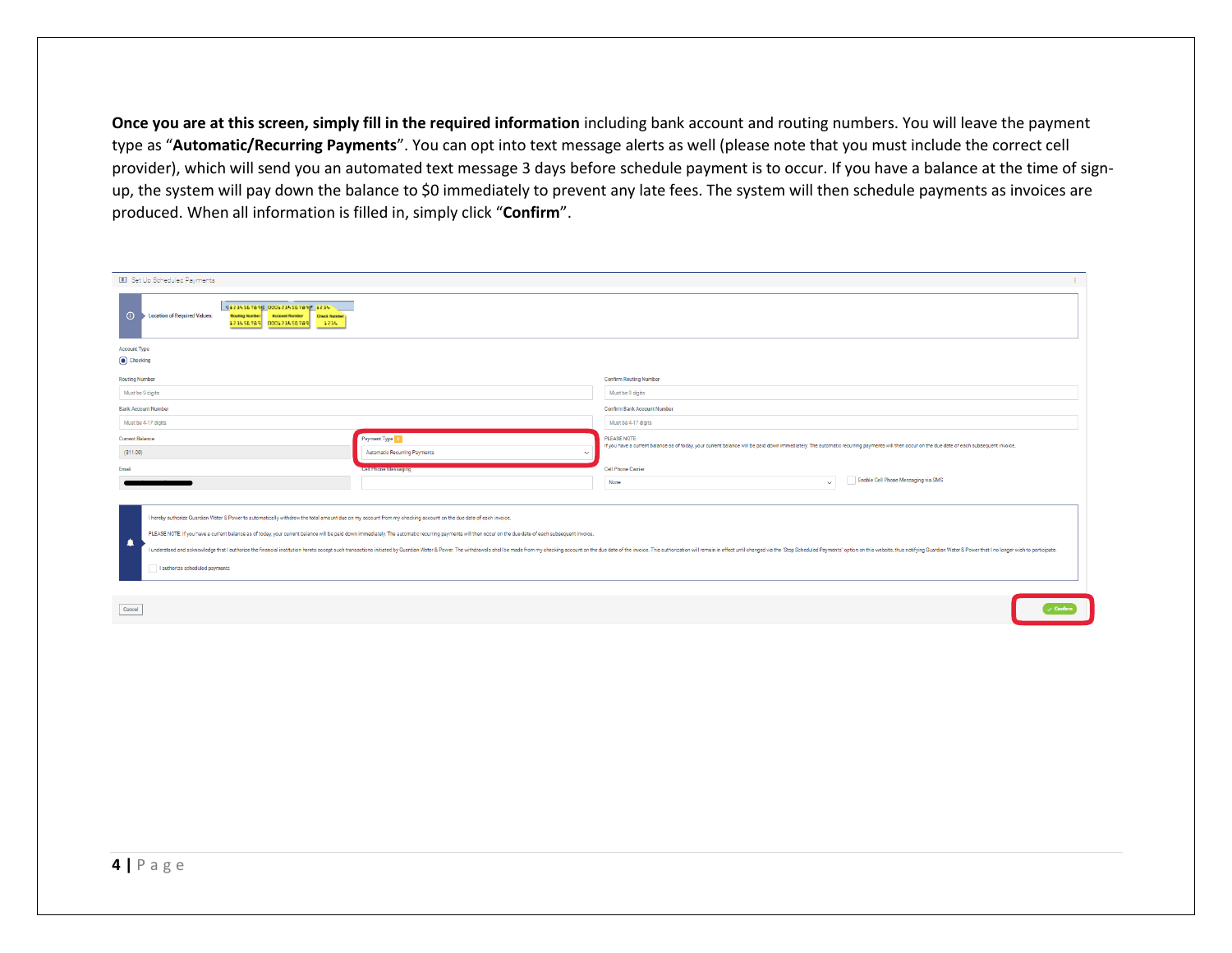**Once you are at this screen, simply fill in the required information** including bank account and routing numbers. You will leave the payment type as "**Automatic/Recurring Payments**". You can opt into text message alerts as well (please note that you must include the correct cell provider), which will send you an automated text message 3 days before schedule payment is to occur. If you have a balance at the time of sign-up, the system will pay down the balance to $0 immediately to prevent any late fees. The system will then schedule payments as invoices are produced. When all information is filled in, simply click "**Confirm**".

Set Up Scheduled Payments

Location of Required Values: Routing Number 123456789, Account Number 000123456789, Check Number 1234

Account Type

- Checking

Routing Number: Must be 9 digits

Confirm Routing Number: Must be 9 digits

Bank Account Number: Must be 4-17 digits

Confirm Bank Account Number: Must be 4-17 digits

Current Balance: ($11.00)

Payment Type: Automatic Recurring Payments

PLEASE NOTE: If you have a current balance as of today your current balance will be paid down immediately. The automatic recurring payments will then occur on the due date of each subsequent invoice.

Email

Cell Phone Messaging

Cell Phone Carrier: None

Enable Cell Phone Messaging via SMS

I hereby authorize Guardian Water & Power to automatically withdraw the total amount due on my account from my checking account on the due date of each invoice.

PLEASE NOTE: If you have a current balance as of today, your current balance will be paid down immediately. The automatic recurring payments will then occur on the due date of each subsequent invoice.

I understand and acknowledge that I authorize the financial institution hereto accept such transactions initiated by Guardian Water & Power. The withdrawals shall be made from my checking account on the due date of the invoice. This authorization will remain in effect until changed via the 'Stop Scheduled Payments' option on this website, thus notifying Guardian Water & Power that I no longer wish to participate.

I authorize scheduled payments

Cancel | Confirm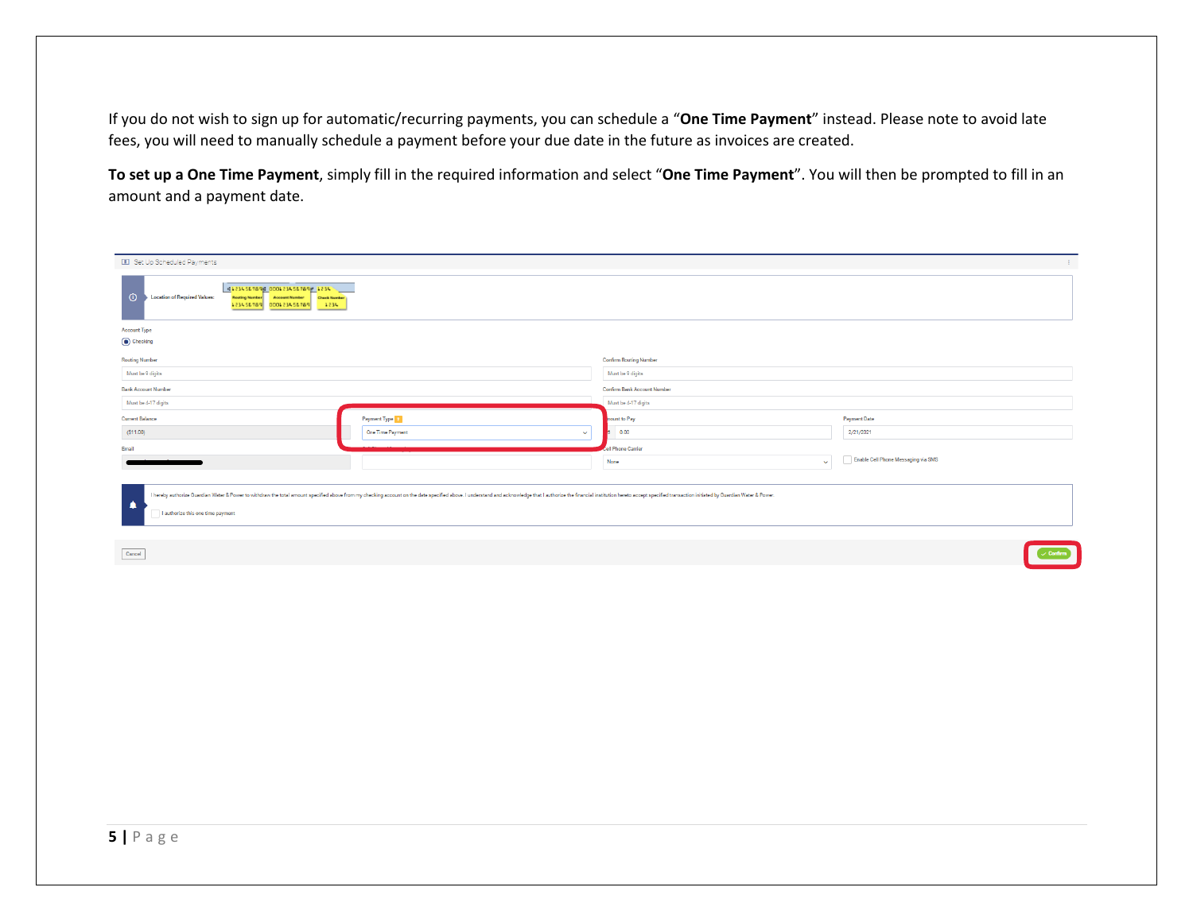If you do not wish to sign up for automatic/recurring payments, you can schedule a “**One Time Payment**” instead. Please note to avoid late fees, you will need to manually schedule a payment before your due date in the future as invoices are created.

**To set up a One Time Payment**, simply fill in the required information and select “**One Time Payment**”. You will then be prompted to fill in an amount and a payment date.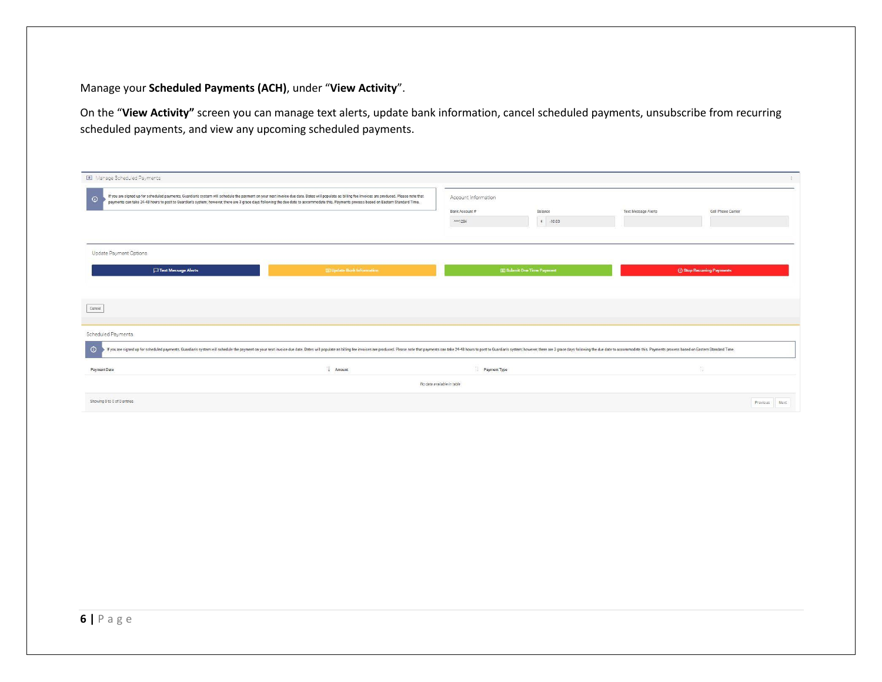Manage your **Scheduled Payments (ACH)**, under "**View Activity**".

On the "**View Activity"** screen you can manage text alerts, update bank information, cancel scheduled payments, unsubscribe from recurring scheduled payments, and view any upcoming scheduled payments.

Manage Scheduled Payments

If you are signed up for scheduled payments, Guardian's system will schedule the payment on your next invoice due date. Dates will populate as billing fee invoices are produced. Please note that payments can take 24-48 hours to post to Guardian's system; however, there are 3 grace days following the due date to accommodate this. Payments process based on Eastern Standard Time.

Account Information

| Bank Account # | Balance | Text Message Alerts | Cell Phone Carrier |
|---|---|---|---|
| ****1234 | $ -10.00 | | |

Update Payment Options

Text Message Alerts | Update Bank Information | Submit One Time Payment | Stop Recurring Payments

Cancel

Scheduled Payments

If you are signed up for scheduled payments, Guardian's system will schedule the payment on your next invoice due date. Dates will populate as billing fee invoices are produced. Please note that payments can take 24-48 hours to post to Guardian's system; however, there are 3 grace days following the due date to accommodate this. Payments process based on Eastern Standard Time.

| Payment Date | Amount | Payment Type |
|---|---|---|
| No data available in table | | |

Showing 0 to 0 of 0 entries

Previous Next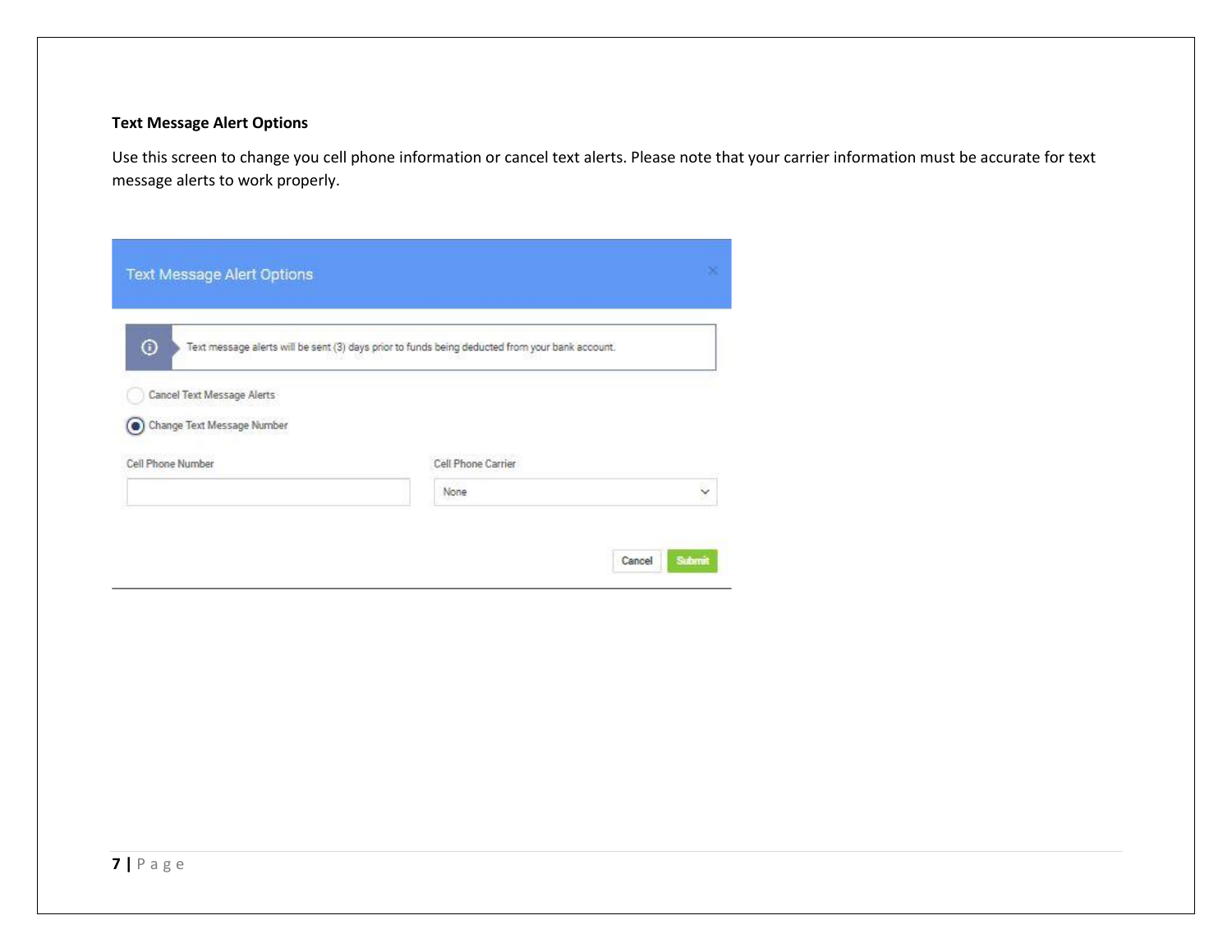**Text Message Alert Options**

Use this screen to change you cell phone information or cancel text alerts. Please note that your carrier information must be accurate for text message alerts to work properly.

Text Message Alert Options

Text message alerts will be sent (3) days prior to funds being deducted from your bank account.

Cancel Text Message Alerts

Change Text Message Number

Cell Phone Number

Cell Phone Carrier

None

Cancel Submit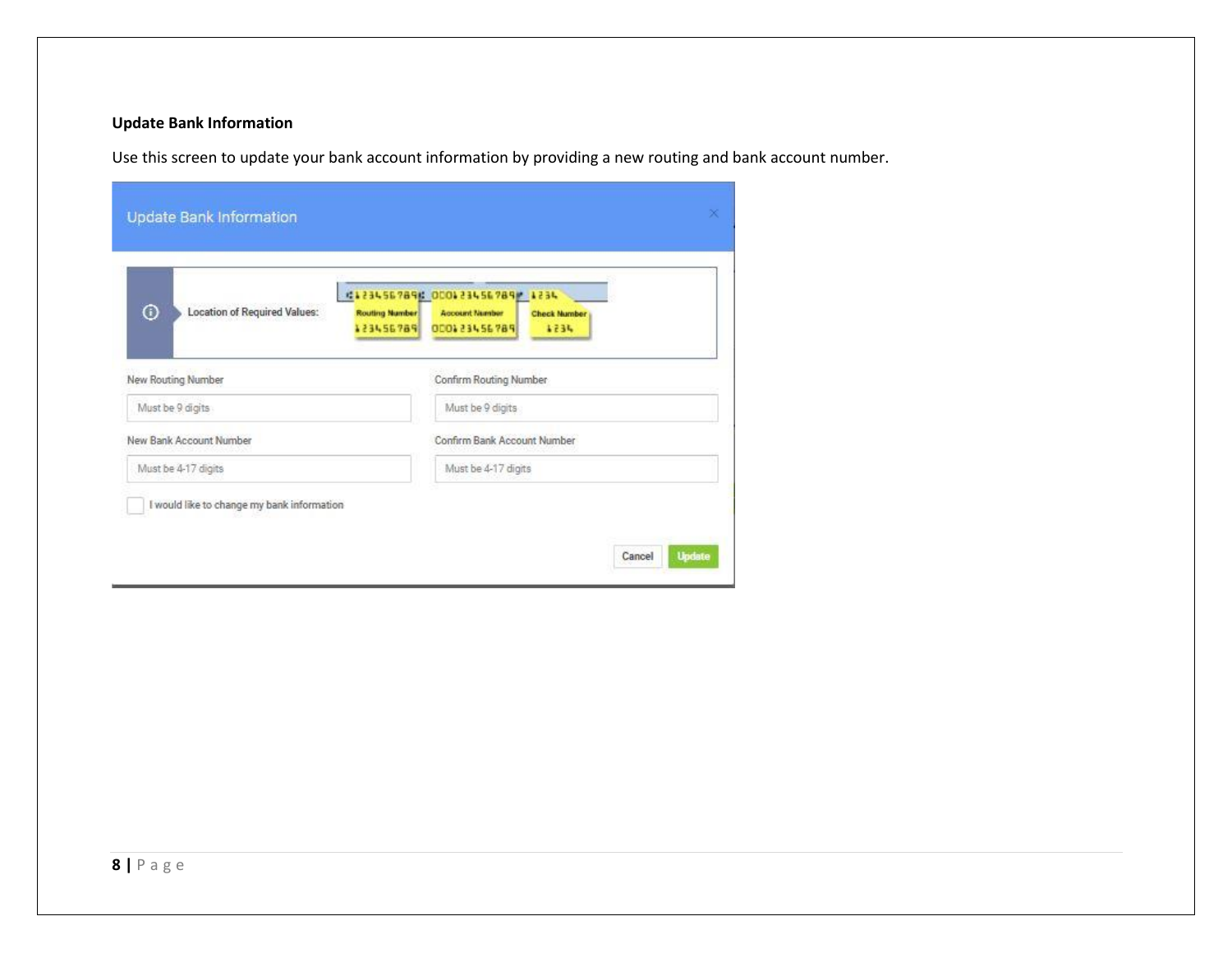**Update Bank Information**

Use this screen to update your bank account information by providing a new routing and bank account number.

**Update Bank Information**

Location of Required Values:

- Routing Number: 123456789
- Account Number: 0001234567 89
- Check Number: 1234

New Routing Number: Must be 9 digits

Confirm Routing Number: Must be 9 digits

New Bank Account Number: Must be 4-17 digits

Confirm Bank Account Number: Must be 4-17 digits

☐ I would like to change my bank information

Cancel | Update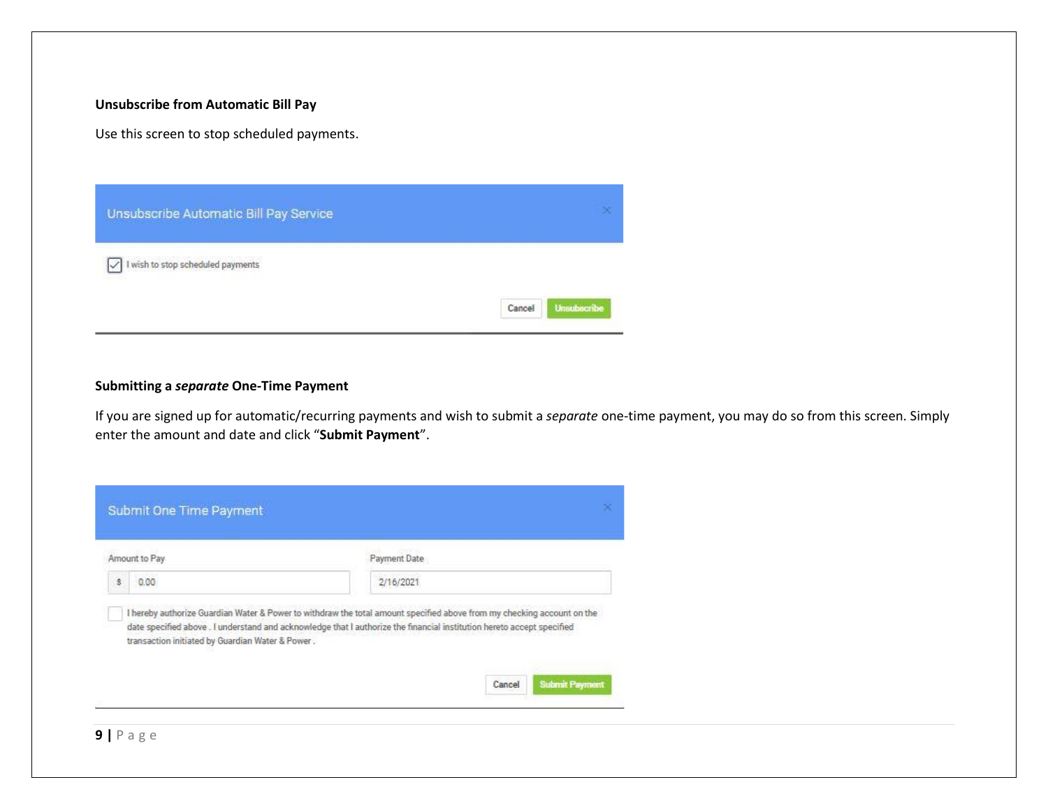**Unsubscribe from Automatic Bill Pay**

Use this screen to stop scheduled payments.

Unsubscribe Automatic Bill Pay Service

☑ I wish to stop scheduled payments

Cancel | Unsubscribe

**Submitting a *separate* One-Time Payment**

If you are signed up for automatic/recurring payments and wish to submit a *separate* one-time payment, you may do so from this screen. Simply enter the amount and date and click "**Submit Payment**".

Submit One Time Payment

Amount to Pay: $ 0.00

Payment Date: 2/16/2021

☐ I hereby authorize Guardian Water & Power to withdraw the total amount specified above from my checking account on the date specified above . I understand and acknowledge that I authorize the financial institution hereto accept specified transaction initiated by Guardian Water & Power .

Cancel | Submit Payment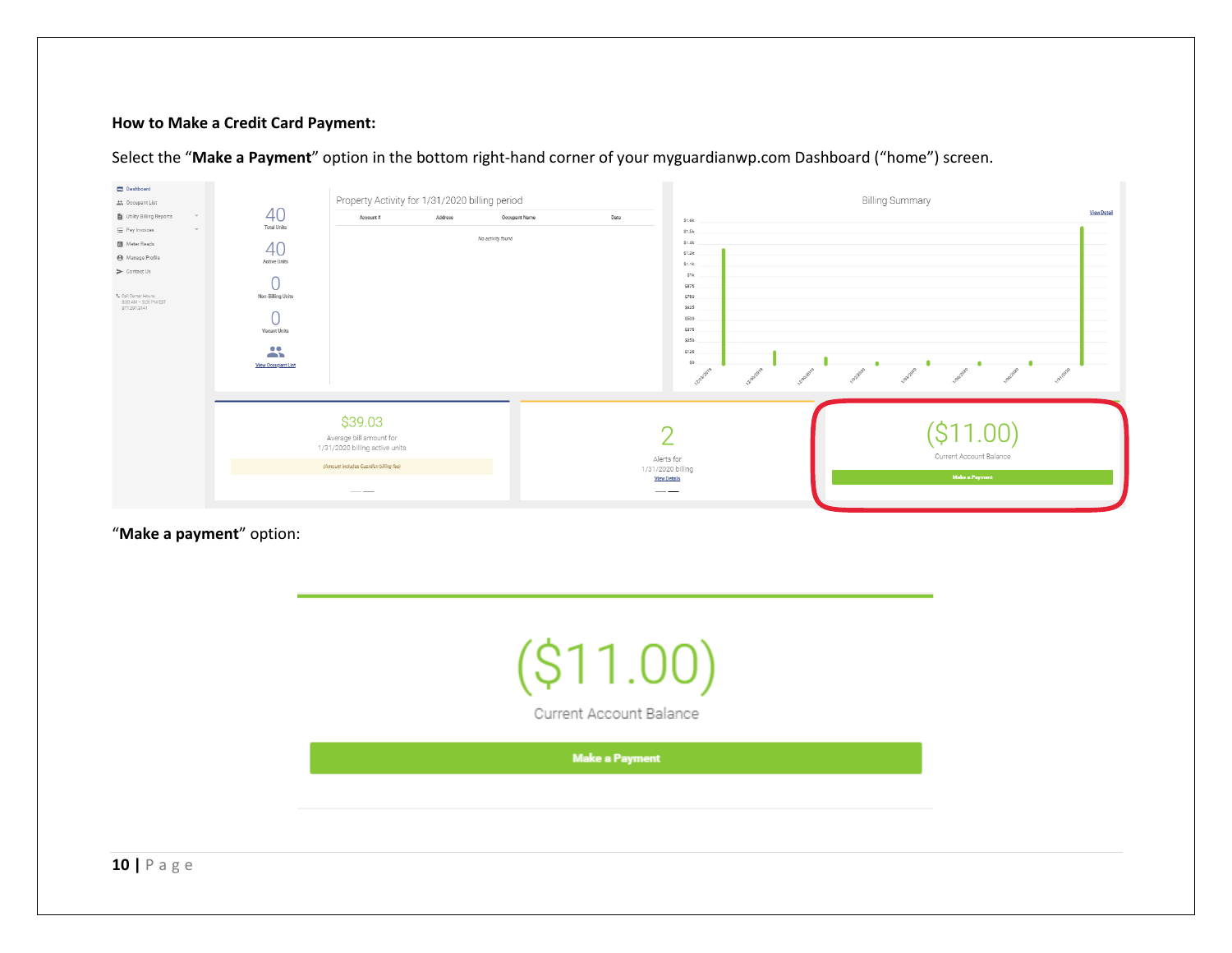**How to Make a Credit Card Payment:**

Select the "**Make a Payment**" option in the bottom right-hand corner of your myguardianwp.com Dashboard ("home") screen.

"**Make a payment**" option: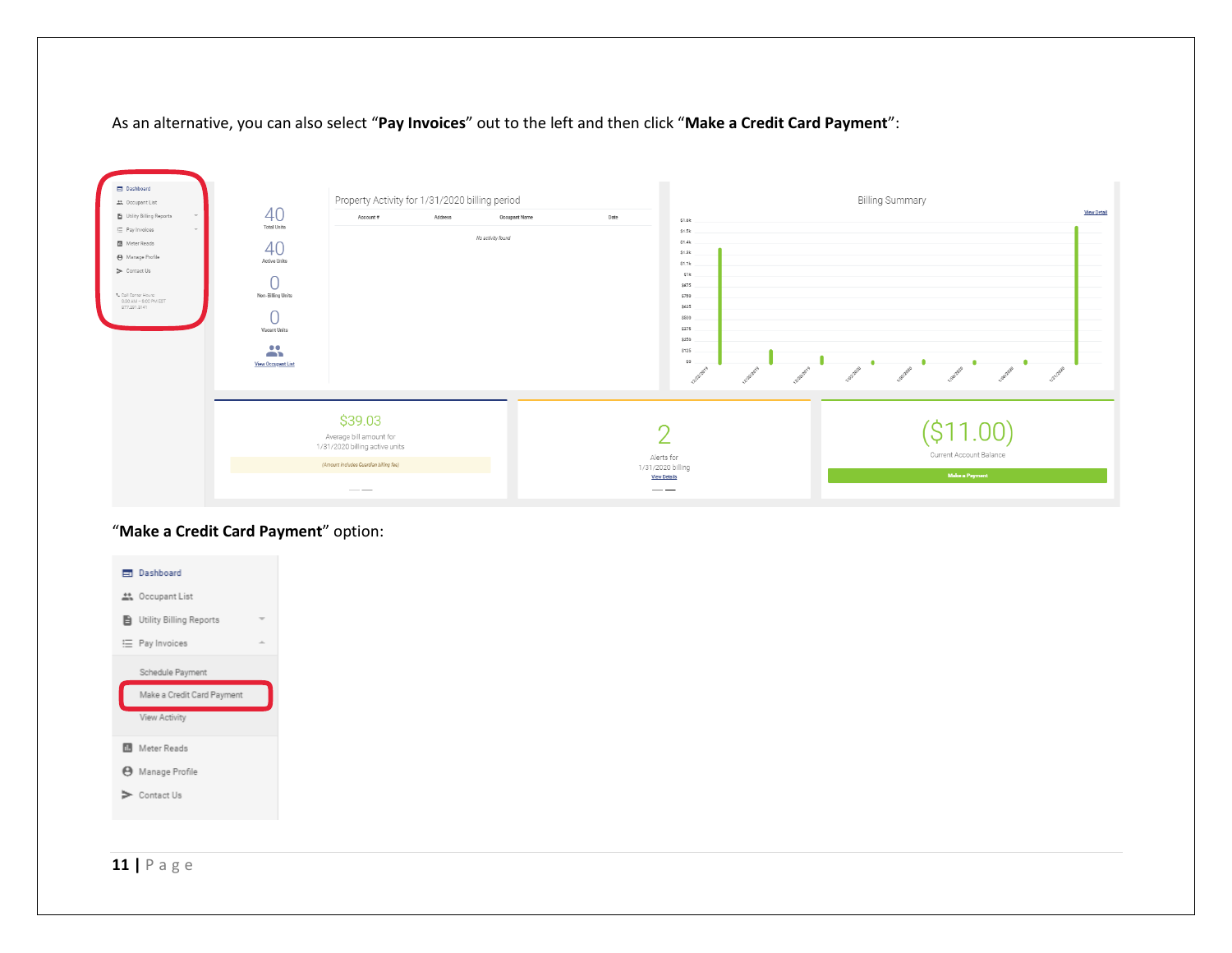As an alternative, you can also select "**Pay Invoices**" out to the left and then click "**Make a Credit Card Payment**":

"**Make a Credit Card Payment**" option: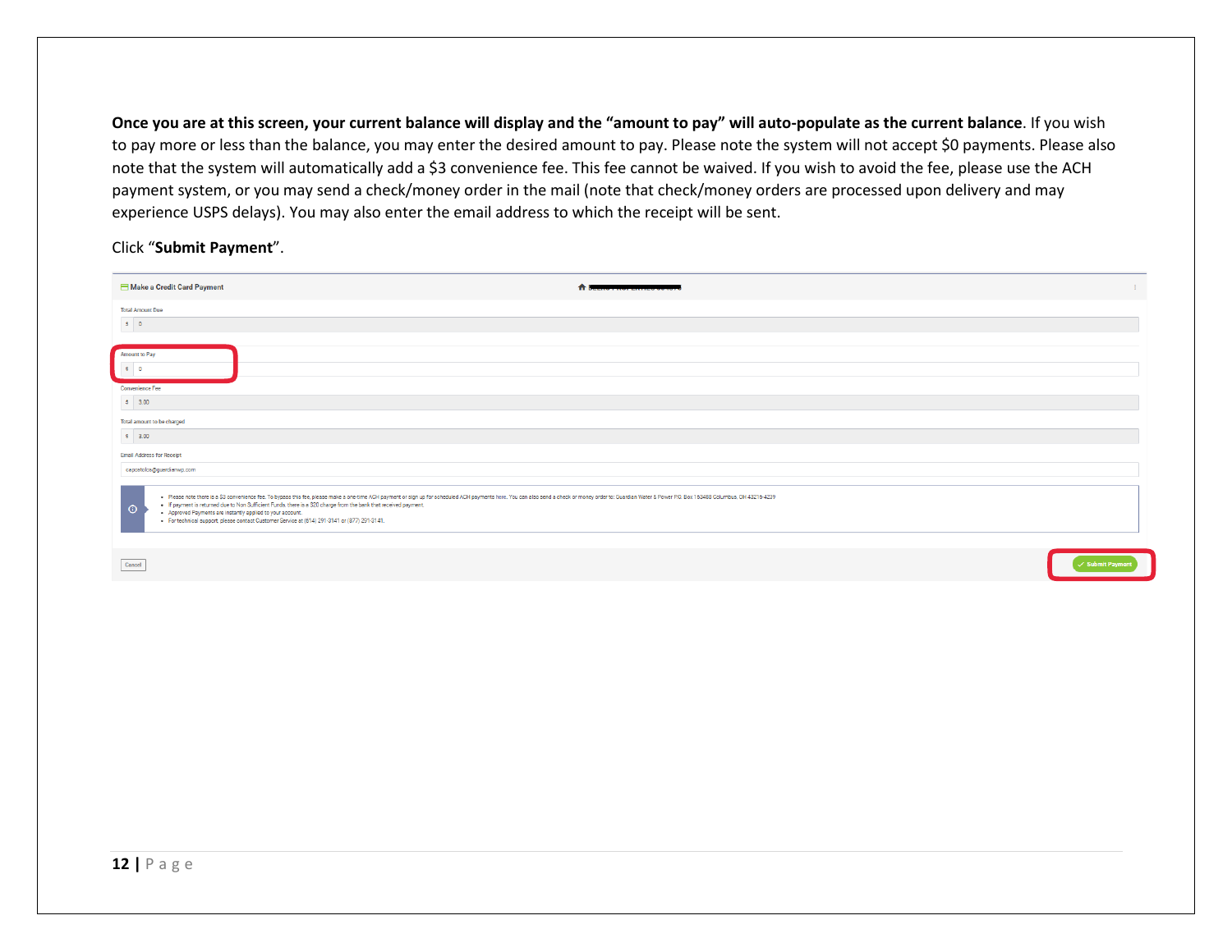**Once you are at this screen, your current balance will display and the "amount to pay" will auto-populate as the current balance**. If you wish to pay more or less than the balance, you may enter the desired amount to pay. Please note the system will not accept $0 payments. Please also note that the system will automatically add a $3 convenience fee. This fee cannot be waived. If you wish to avoid the fee, please use the ACH payment system, or you may send a check/money order in the mail (note that check/money orders are processed upon delivery and may experience USPS delays). You may also enter the email address to which the receipt will be sent.

Click "**Submit Payment**".

Make a Credit Card Payment

Total Amount Due

$ 0

Amount to Pay

$ 0

Convenience Fee

$ 3.00

Total amount to be charged

$ 3.00

Email Address for Receipt

capostolos@guardianwp.com

- Please note there is a $3 convenience fee. To bypass this fee, please make a one-time ACH payment or sign up for scheduled ACH payments here. You can also send a check or money order to: Guardian Water & Power PO Box 163489 Columbus, OH 43216-3489
- If payment is returned due to Non Sufficient Funds, there is a $20 charge from the bank that received payment.
- Approved Payments are instantly applied to your account.
- For technical support, please contact Customer Service at (614) 291-3141 or (877) 291-3141.

Cancel

Submit Payment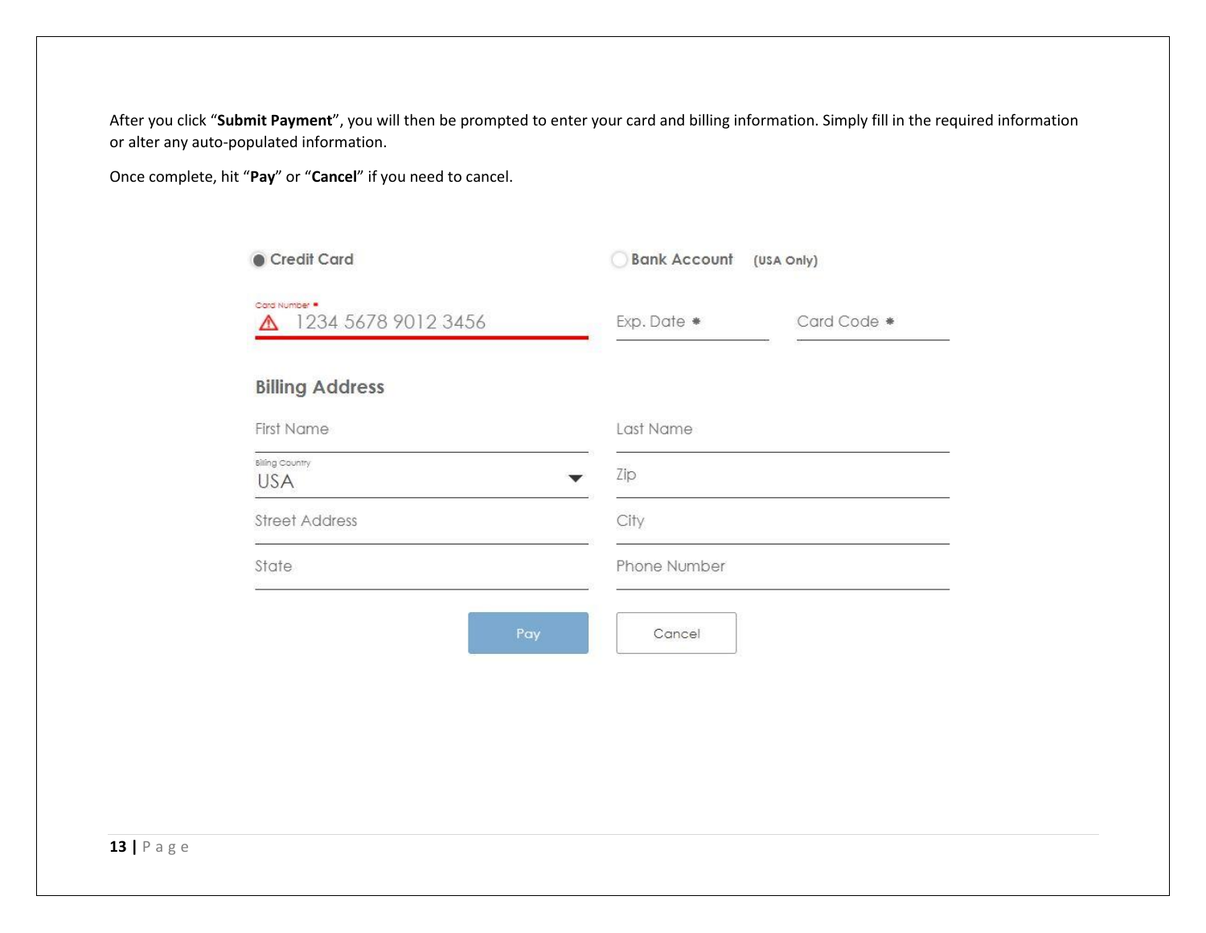After you click "**Submit Payment**", you will then be prompted to enter your card and billing information. Simply fill in the required information or alter any auto-populated information.

Once complete, hit "**Pay**" or "**Cancel**" if you need to cancel.

Credit Card | Bank Account (USA Only)

Card Number * 1234 5678 9012 3456 | Exp. Date * | Card Code *

**Billing Address**

| | |
|---|---|
| First Name | Last Name |
| Billing Country: USA | Zip |
| Street Address | City |
| State | Phone Number |

Pay | Cancel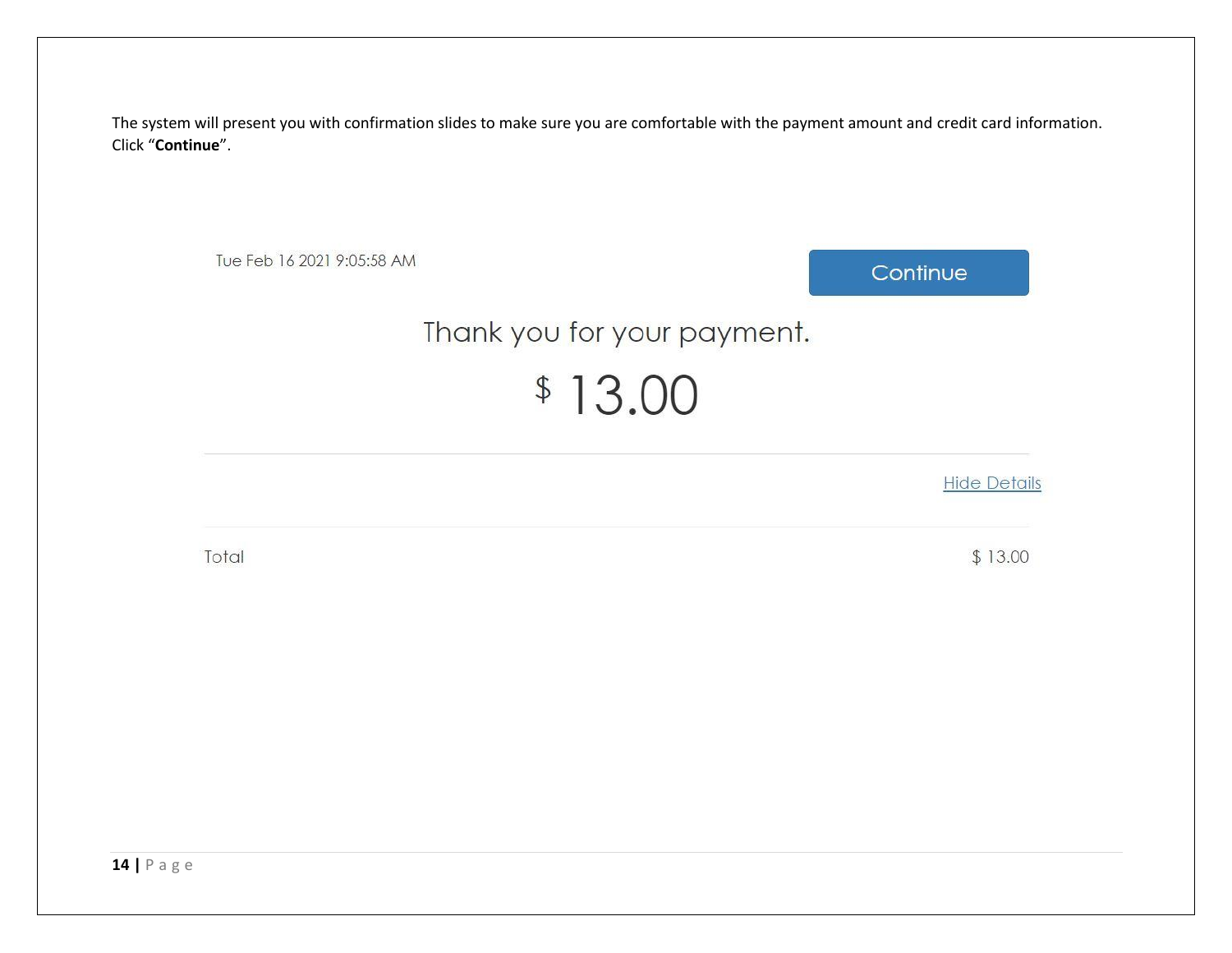The system will present you with confirmation slides to make sure you are comfortable with the payment amount and credit card information. Click “**Continue**”.

Tue Feb 16 2021 9:05:58 AM

Continue

Thank you for your payment.

$ 13.00

Hide Details

| Total | $ 13.00 |
|---|---|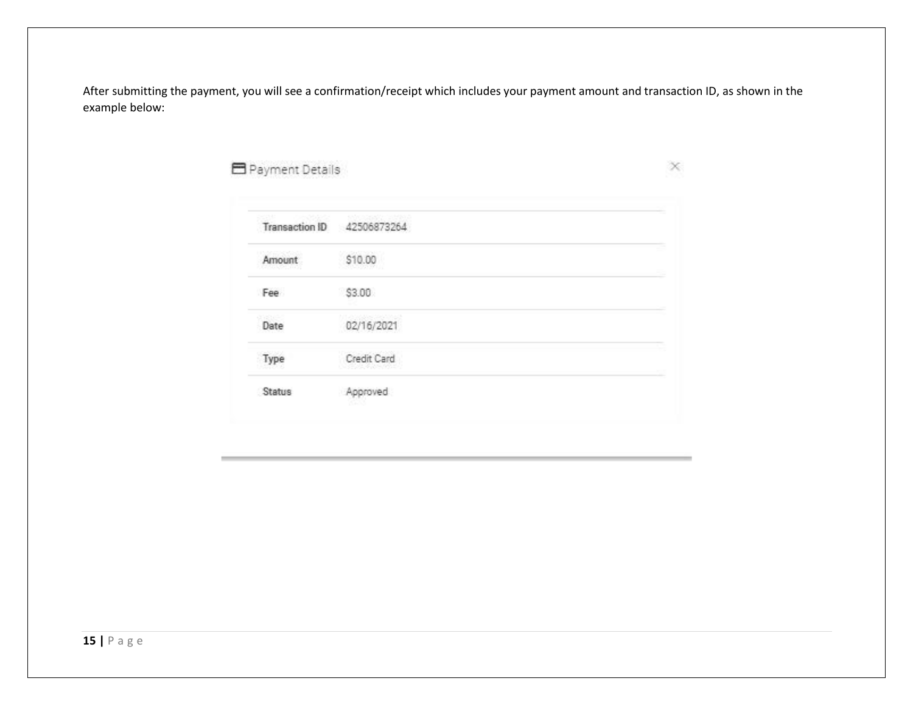After submitting the payment, you will see a confirmation/receipt which includes your payment amount and transaction ID, as shown in the example below:

**Payment Details**

| | |
|---|---|
| Transaction ID | 42506873264 |
| Amount | $10.00 |
| Fee | $3.00 |
| Date | 02/16/2021 |
| Type | Credit Card |
| Status | Approved |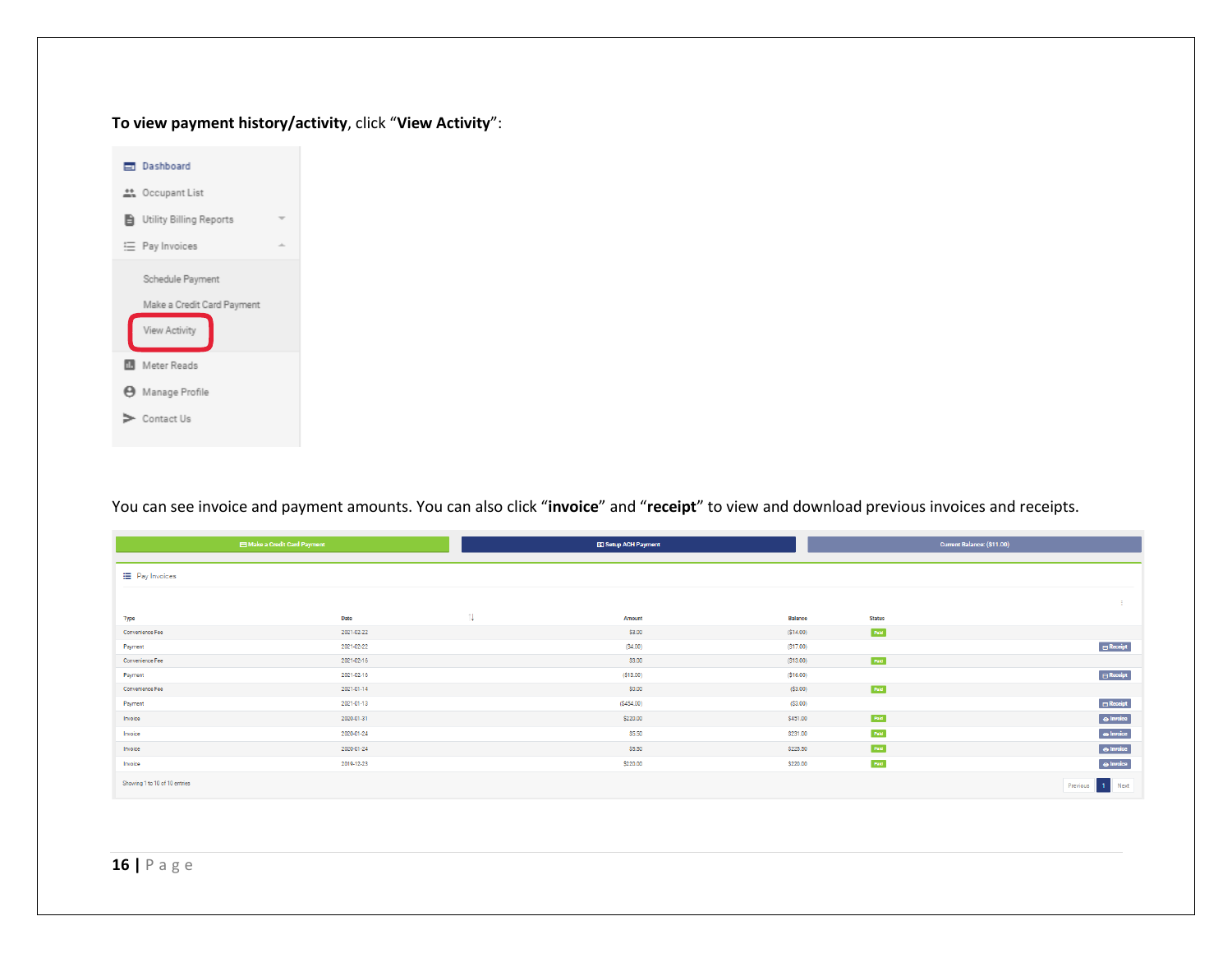**To view payment history/activity**, click "**View Activity**":

- Dashboard
- Occupant List
- Utility Billing Reports
- Pay Invoices
  - Schedule Payment
  - Make a Credit Card Payment
  - View Activity
- Meter Reads
- Manage Profile
- Contact Us

You can see invoice and payment amounts. You can also click "**invoice**" and "**receipt**" to view and download previous invoices and receipts.

Make a Credit Card Payment | Setup ACH Payment | Current Balance: ($11.00)

Pay Invoices

| Type | Date | Amount | Balance | Status | |
|---|---|---|---|---|---|
| Convenience Fee | 2021-02-22 | $3.00 | ($14.00) | Paid | |
| Payment | 2021-02-22 | ($4.00) | ($17.00) | | Receipt |
| Convenience Fee | 2021-02-16 | $3.00 | ($13.00) | Paid | |
| Payment | 2021-02-16 | ($13.00) | ($16.00) | | Receipt |
| Convenience Fee | 2021-01-14 | $0.00 | ($3.00) | Paid | |
| Payment | 2021-01-13 | ($454.00) | ($3.00) | | Receipt |
| Invoice | 2020-01-31 | $220.00 | $451.00 | Paid | Invoice |
| Invoice | 2020-01-24 | $5.50 | $231.00 | Paid | Invoice |
| Invoice | 2020-01-24 | $5.50 | $225.50 | Paid | Invoice |
| Invoice | 2019-12-23 | $220.00 | $220.00 | Paid | Invoice |

Showing 1 to 10 of 10 entries

Previous 1 Next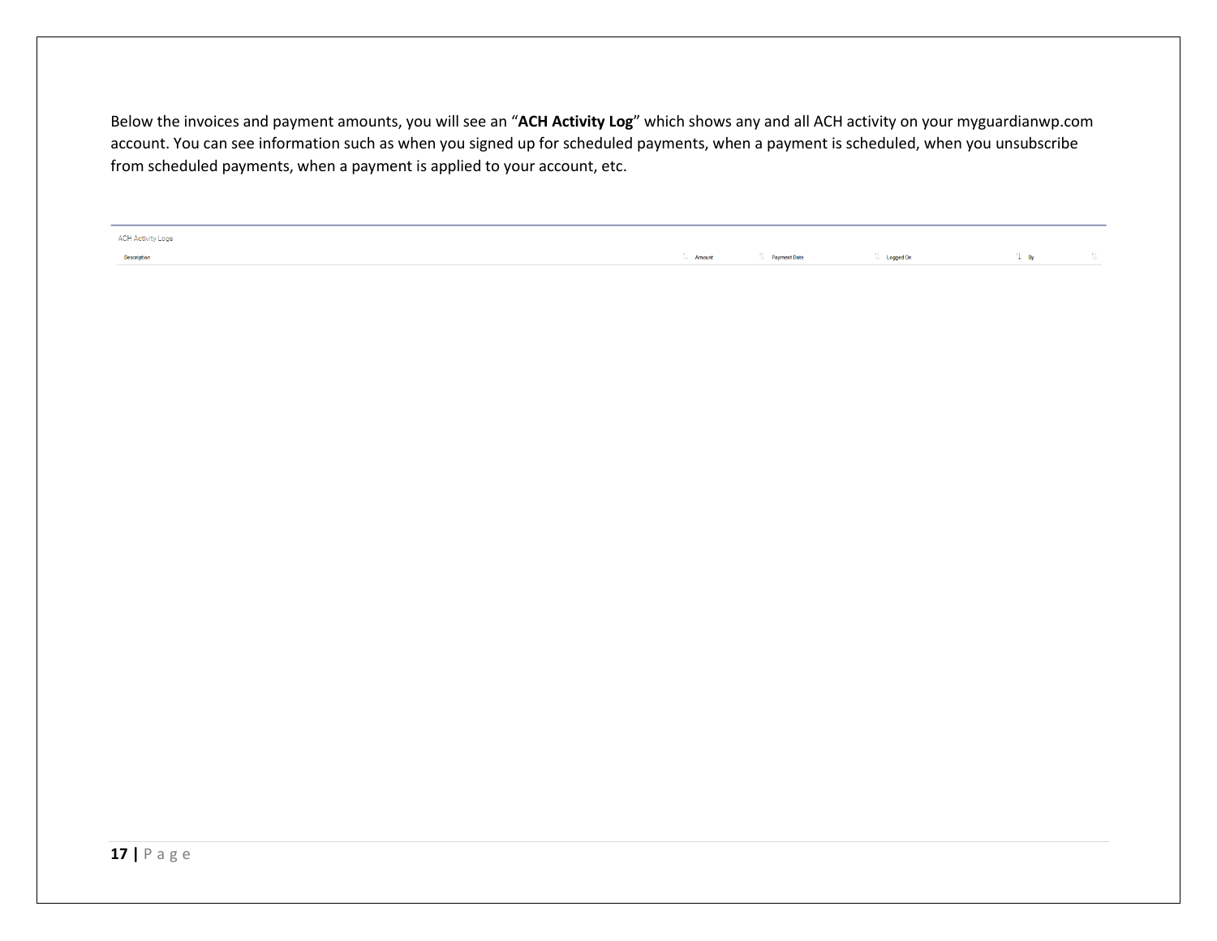Below the invoices and payment amounts, you will see an "**ACH Activity Log**" which shows any and all ACH activity on your myguardianwp.com account. You can see information such as when you signed up for scheduled payments, when a payment is scheduled, when you unsubscribe from scheduled payments, when a payment is applied to your account, etc.

ACH Activity Logs

| Description | Amount | Payment Date | Logged On | By |
| --- | --- | --- | --- | --- |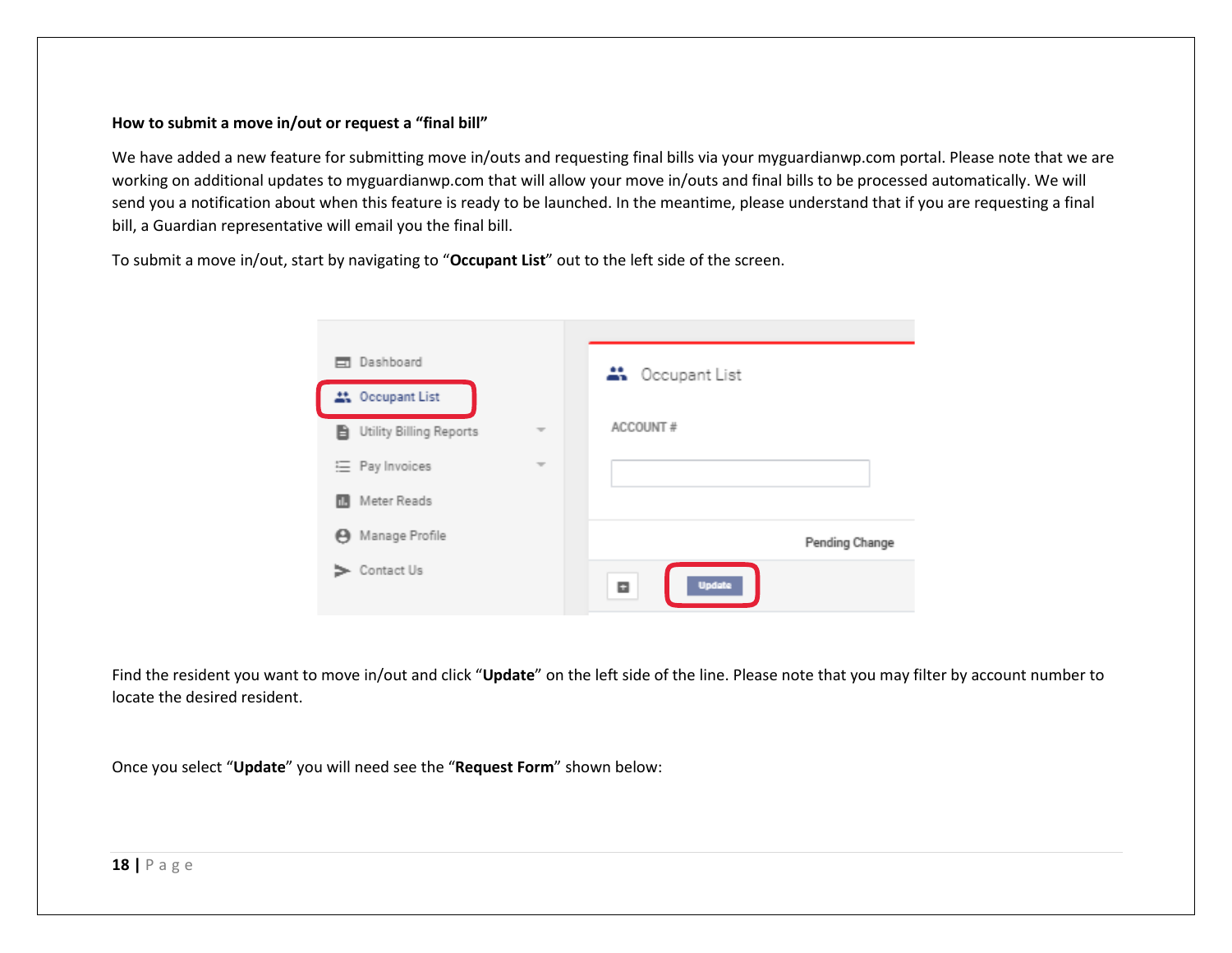**How to submit a move in/out or request a "final bill"**

We have added a new feature for submitting move in/outs and requesting final bills via your myguardianwp.com portal. Please note that we are working on additional updates to myguardianwp.com that will allow your move in/outs and final bills to be processed automatically. We will send you a notification about when this feature is ready to be launched. In the meantime, please understand that if you are requesting a final bill, a Guardian representative will email you the final bill.

To submit a move in/out, start by navigating to "**Occupant List**" out to the left side of the screen.

Find the resident you want to move in/out and click "**Update**" on the left side of the line. Please note that you may filter by account number to locate the desired resident.

Once you select "**Update**" you will need see the "**Request Form**" shown below: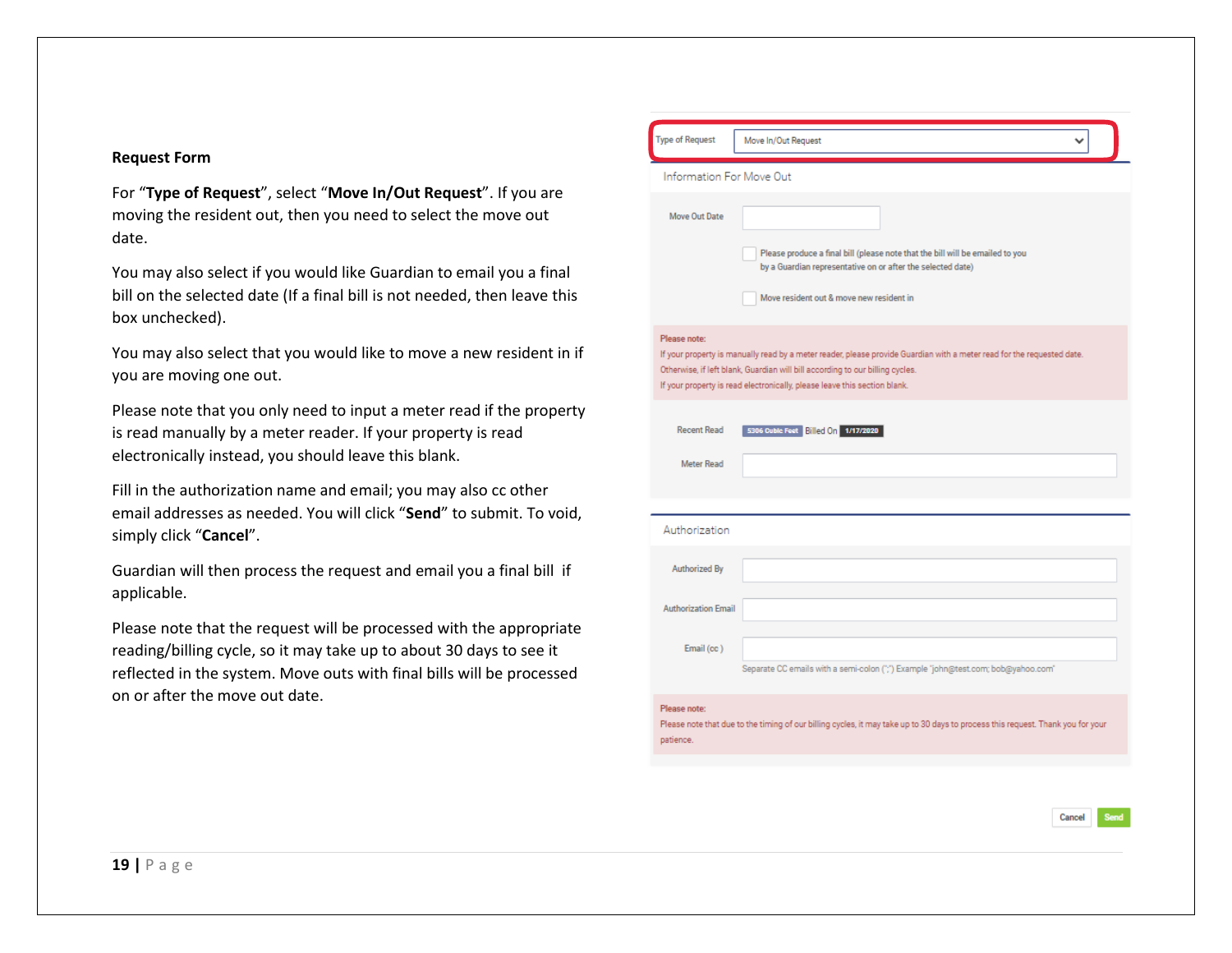**Request Form**

For "**Type of Request**", select "**Move In/Out Request**". If you are moving the resident out, then you need to select the move out date.

You may also select if you would like Guardian to email you a final bill on the selected date (If a final bill is not needed, then leave this box unchecked).

You may also select that you would like to move a new resident in if you are moving one out.

Please note that you only need to input a meter read if the property is read manually by a meter reader. If your property is read electronically instead, you should leave this blank.

Fill in the authorization name and email; you may also cc other email addresses as needed. You will click "**Send**" to submit. To void, simply click "**Cancel**".

Guardian will then process the request and email you a final bill if applicable.

Please note that the request will be processed with the appropriate reading/billing cycle, so it may take up to about 30 days to see it reflected in the system. Move outs with final bills will be processed on or after the move out date.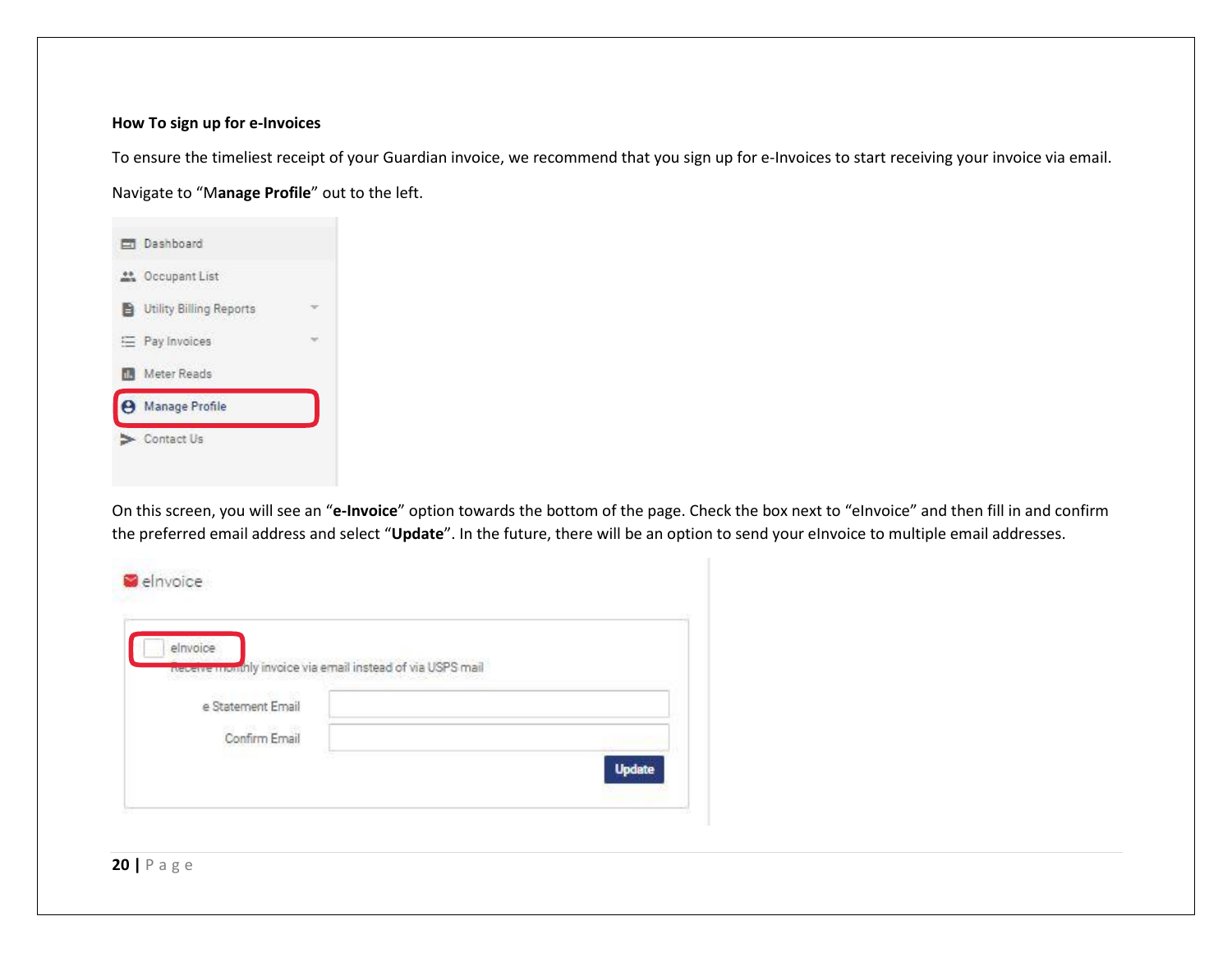**How To sign up for e-Invoices**

To ensure the timeliest receipt of your Guardian invoice, we recommend that you sign up for e-Invoices to start receiving your invoice via email.

Navigate to "M**anage Profile**" out to the left.

On this screen, you will see an "**e-Invoice**" option towards the bottom of the page. Check the box next to "eInvoice" and then fill in and confirm the preferred email address and select "**Update**". In the future, there will be an option to send your eInvoice to multiple email addresses.